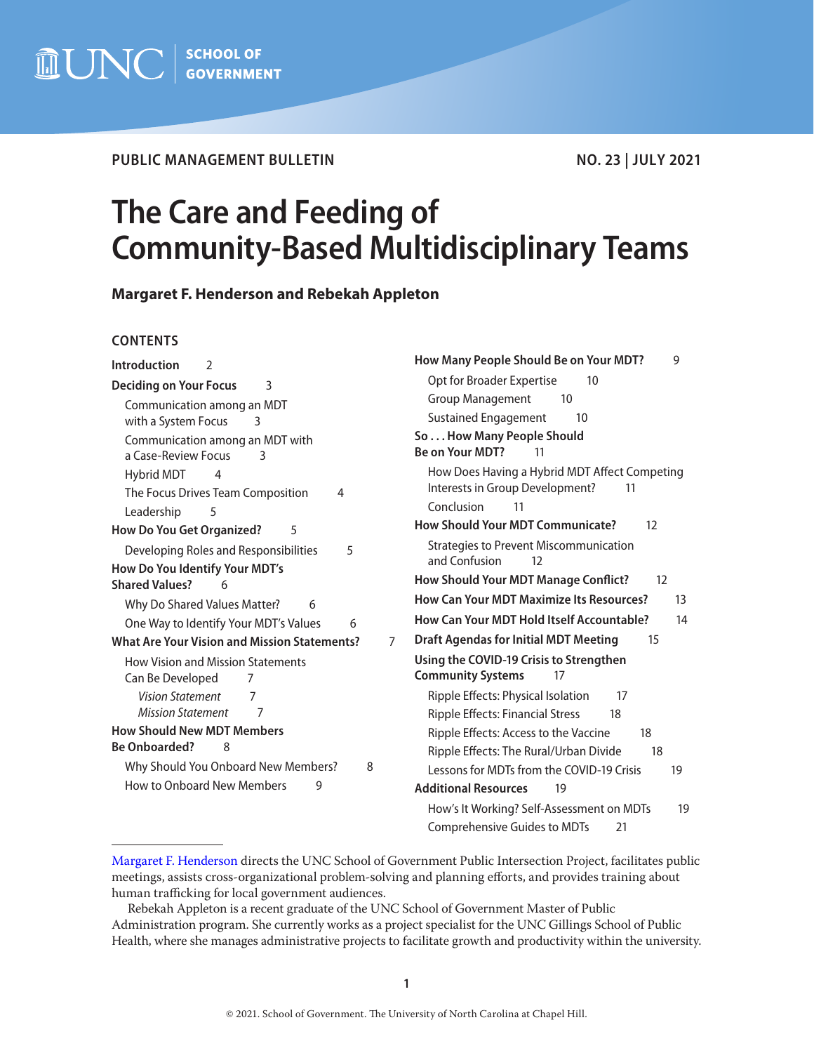UNC | SCHOOL OF GOVERNMENT

**PUBLIC MANAGEMENT BULLETIN** **NO. 23 | JULY 2021**

# The Care and Feeding of Community-Based Multidisciplinary Teams

**Margaret F. Henderson and Rebekah Appleton**

## CONTENTS

**Introduction** 2

**Deciding on Your Focus** 3

- Communication among an MDT with a System Focus 3
- Communication among an MDT with a Case-Review Focus 3
- Hybrid MDT 4
- The Focus Drives Team Composition 4
- Leadership 5

**How Do You Get Organized?** 5

- Developing Roles and Responsibilities 5

**How Do You Identify Your MDT's Shared Values?** 6

- Why Do Shared Values Matter? 6
- One Way to Identify Your MDT's Values 6

**What Are Your Vision and Mission Statements?** 7

- How Vision and Mission Statements Can Be Developed 7
  - *Vision Statement* 7
  - *Mission Statement* 7

**How Should New MDT Members Be Onboarded?** 8

- Why Should You Onboard New Members? 8
- How to Onboard New Members 9

**How Many People Should Be on Your MDT?** 9

- Opt for Broader Expertise 10
- Group Management 10
- Sustained Engagement 10

**So . . . How Many People Should Be on Your MDT?** 11

- How Does Having a Hybrid MDT Affect Competing Interests in Group Development? 11
- Conclusion 11

**How Should Your MDT Communicate?** 12

- Strategies to Prevent Miscommunication and Confusion 12

**How Should Your MDT Manage Conflict?** 12

**How Can Your MDT Maximize Its Resources?** 13

**How Can Your MDT Hold Itself Accountable?** 14

**Draft Agendas for Initial MDT Meeting** 15

**Using the COVID-19 Crisis to Strengthen Community Systems** 17

- Ripple Effects: Physical Isolation 17
- Ripple Effects: Financial Stress 18
- Ripple Effects: Access to the Vaccine 18
- Ripple Effects: The Rural/Urban Divide 18
- Lessons for MDTs from the COVID-19 Crisis 19

**Additional Resources** 19

- How's It Working? Self-Assessment on MDTs 19
- Comprehensive Guides to MDTs 21

---

Margaret F. Henderson directs the UNC School of Government Public Intersection Project, facilitates public meetings, assists cross-organizational problem-solving and planning efforts, and provides training about human trafficking for local government audiences.

Rebekah Appleton is a recent graduate of the UNC School of Government Master of Public Administration program. She currently works as a project specialist for the UNC Gillings School of Public Health, where she manages administrative projects to facilitate growth and productivity within the university.

© 2021. School of Government. The University of North Carolina at Chapel Hill.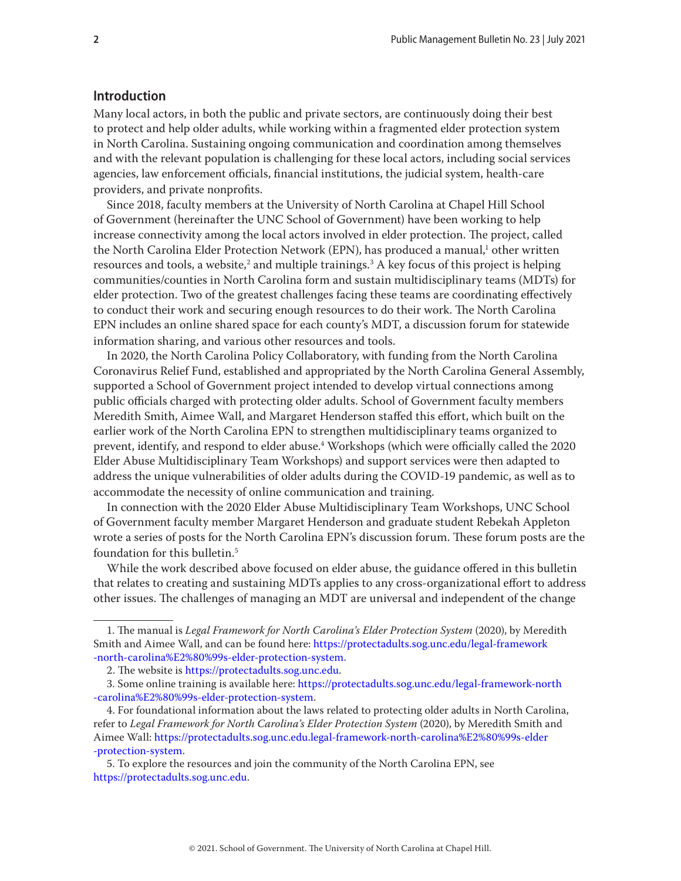## Introduction

Many local actors, in both the public and private sectors, are continuously doing their best to protect and help older adults, while working within a fragmented elder protection system in North Carolina. Sustaining ongoing communication and coordination among themselves and with the relevant population is challenging for these local actors, including social services agencies, law enforcement officials, financial institutions, the judicial system, health-care providers, and private nonprofits.

Since 2018, faculty members at the University of North Carolina at Chapel Hill School of Government (hereinafter the UNC School of Government) have been working to help increase connectivity among the local actors involved in elder protection. The project, called the North Carolina Elder Protection Network (EPN), has produced a manual,[1] other written resources and tools, a website,[2] and multiple trainings.[3] A key focus of this project is helping communities/counties in North Carolina form and sustain multidisciplinary teams (MDTs) for elder protection. Two of the greatest challenges facing these teams are coordinating effectively to conduct their work and securing enough resources to do their work. The North Carolina EPN includes an online shared space for each county's MDT, a discussion forum for statewide information sharing, and various other resources and tools.

In 2020, the North Carolina Policy Collaboratory, with funding from the North Carolina Coronavirus Relief Fund, established and appropriated by the North Carolina General Assembly, supported a School of Government project intended to develop virtual connections among public officials charged with protecting older adults. School of Government faculty members Meredith Smith, Aimee Wall, and Margaret Henderson staffed this effort, which built on the earlier work of the North Carolina EPN to strengthen multidisciplinary teams organized to prevent, identify, and respond to elder abuse.[4] Workshops (which were officially called the 2020 Elder Abuse Multidisciplinary Team Workshops) and support services were then adapted to address the unique vulnerabilities of older adults during the COVID-19 pandemic, as well as to accommodate the necessity of online communication and training.

In connection with the 2020 Elder Abuse Multidisciplinary Team Workshops, UNC School of Government faculty member Margaret Henderson and graduate student Rebekah Appleton wrote a series of posts for the North Carolina EPN's discussion forum. These forum posts are the foundation for this bulletin.[5]

While the work described above focused on elder abuse, the guidance offered in this bulletin that relates to creating and sustaining MDTs applies to any cross-organizational effort to address other issues. The challenges of managing an MDT are universal and independent of the change

---

1. The manual is *Legal Framework for North Carolina's Elder Protection System* (2020), by Meredith Smith and Aimee Wall, and can be found here: https://protectadults.sog.unc.edu/legal-framework-north-carolina%E2%80%99s-elder-protection-system.

2. The website is https://protectadults.sog.unc.edu.

3. Some online training is available here: https://protectadults.sog.unc.edu/legal-framework-north-carolina%E2%80%99s-elder-protection-system.

4. For foundational information about the laws related to protecting older adults in North Carolina, refer to *Legal Framework for North Carolina's Elder Protection System* (2020), by Meredith Smith and Aimee Wall: https://protectadults.sog.unc.edu.legal-framework-north-carolina%E2%80%99s-elder-protection-system.

5. To explore the resources and join the community of the North Carolina EPN, see https://protectadults.sog.unc.edu.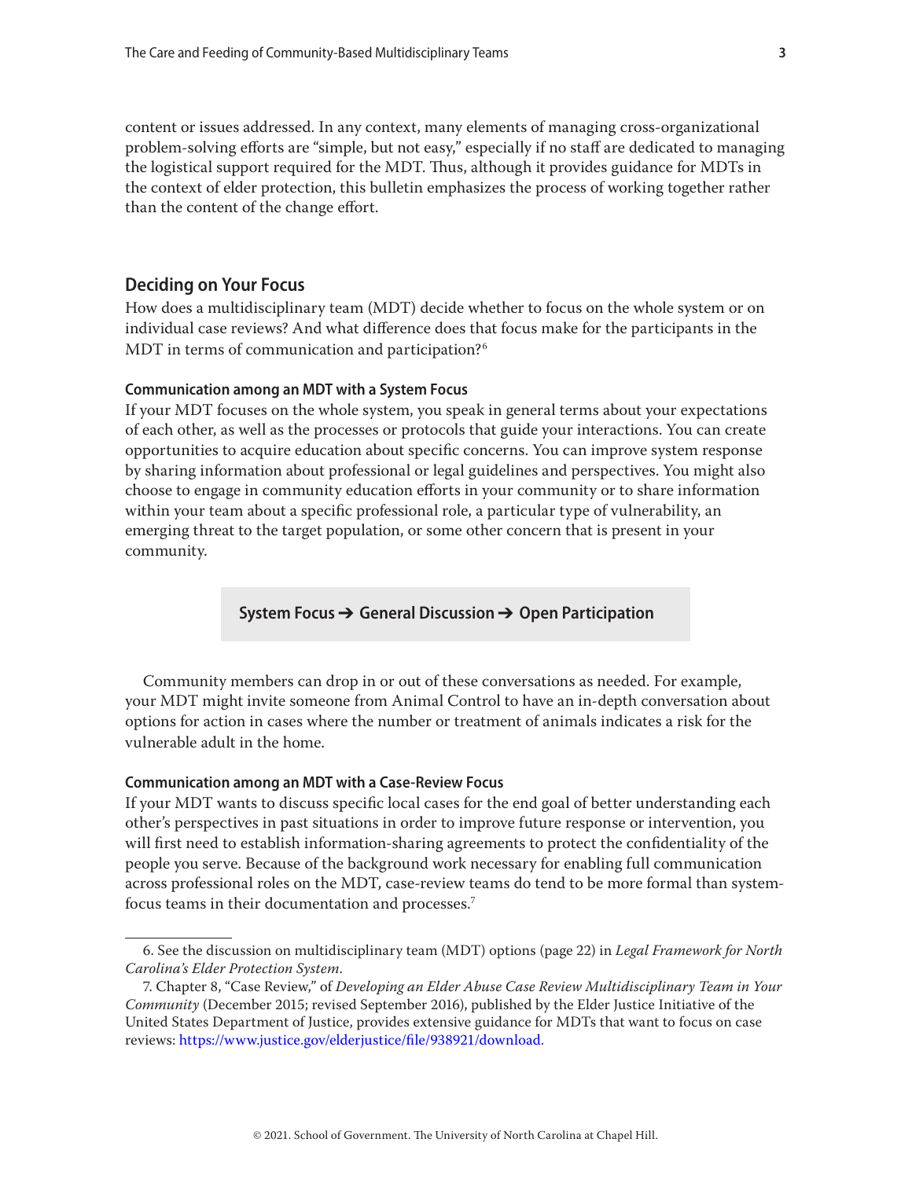content or issues addressed. In any context, many elements of managing cross-organizational problem-solving efforts are "simple, but not easy," especially if no staff are dedicated to managing the logistical support required for the MDT. Thus, although it provides guidance for MDTs in the context of elder protection, this bulletin emphasizes the process of working together rather than the content of the change effort.

## Deciding on Your Focus

How does a multidisciplinary team (MDT) decide whether to focus on the whole system or on individual case reviews? And what difference does that focus make for the participants in the MDT in terms of communication and participation?[6]

### Communication among an MDT with a System Focus

If your MDT focuses on the whole system, you speak in general terms about your expectations of each other, as well as the processes or protocols that guide your interactions. You can create opportunities to acquire education about specific concerns. You can improve system response by sharing information about professional or legal guidelines and perspectives. You might also choose to engage in community education efforts in your community or to share information within your team about a specific professional role, a particular type of vulnerability, an emerging threat to the target population, or some other concern that is present in your community.

**System Focus ➔ General Discussion ➔ Open Participation**

Community members can drop in or out of these conversations as needed. For example, your MDT might invite someone from Animal Control to have an in-depth conversation about options for action in cases where the number or treatment of animals indicates a risk for the vulnerable adult in the home.

### Communication among an MDT with a Case-Review Focus

If your MDT wants to discuss specific local cases for the end goal of better understanding each other's perspectives in past situations in order to improve future response or intervention, you will first need to establish information-sharing agreements to protect the confidentiality of the people you serve. Because of the background work necessary for enabling full communication across professional roles on the MDT, case-review teams do tend to be more formal than system-focus teams in their documentation and processes.[7]

---

6. See the discussion on multidisciplinary team (MDT) options (page 22) in *Legal Framework for North Carolina's Elder Protection System*.

7. Chapter 8, "Case Review," of *Developing an Elder Abuse Case Review Multidisciplinary Team in Your Community* (December 2015; revised September 2016), published by the Elder Justice Initiative of the United States Department of Justice, provides extensive guidance for MDTs that want to focus on case reviews: https://www.justice.gov/elderjustice/file/938921/download.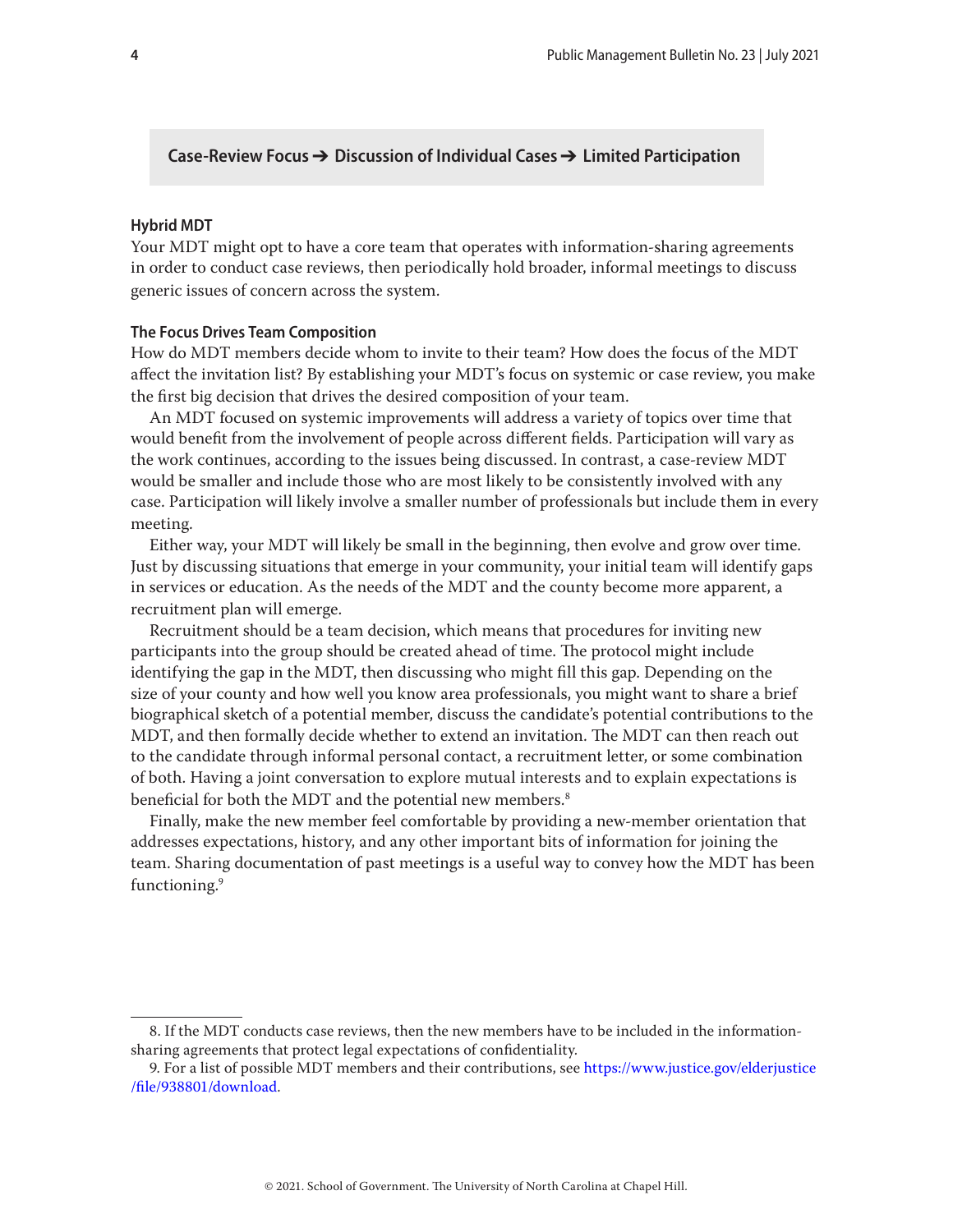**Case-Review Focus ➔ Discussion of Individual Cases ➔ Limited Participation**

### Hybrid MDT

Your MDT might opt to have a core team that operates with information-sharing agreements in order to conduct case reviews, then periodically hold broader, informal meetings to discuss generic issues of concern across the system.

### The Focus Drives Team Composition

How do MDT members decide whom to invite to their team? How does the focus of the MDT affect the invitation list? By establishing your MDT's focus on systemic or case review, you make the first big decision that drives the desired composition of your team.

An MDT focused on systemic improvements will address a variety of topics over time that would benefit from the involvement of people across different fields. Participation will vary as the work continues, according to the issues being discussed. In contrast, a case-review MDT would be smaller and include those who are most likely to be consistently involved with any case. Participation will likely involve a smaller number of professionals but include them in every meeting.

Either way, your MDT will likely be small in the beginning, then evolve and grow over time. Just by discussing situations that emerge in your community, your initial team will identify gaps in services or education. As the needs of the MDT and the county become more apparent, a recruitment plan will emerge.

Recruitment should be a team decision, which means that procedures for inviting new participants into the group should be created ahead of time. The protocol might include identifying the gap in the MDT, then discussing who might fill this gap. Depending on the size of your county and how well you know area professionals, you might want to share a brief biographical sketch of a potential member, discuss the candidate's potential contributions to the MDT, and then formally decide whether to extend an invitation. The MDT can then reach out to the candidate through informal personal contact, a recruitment letter, or some combination of both. Having a joint conversation to explore mutual interests and to explain expectations is beneficial for both the MDT and the potential new members.[8]

Finally, make the new member feel comfortable by providing a new-member orientation that addresses expectations, history, and any other important bits of information for joining the team. Sharing documentation of past meetings is a useful way to convey how the MDT has been functioning.[9]

---

8. If the MDT conducts case reviews, then the new members have to be included in the information-sharing agreements that protect legal expectations of confidentiality.

9. For a list of possible MDT members and their contributions, see https://www.justice.gov/elderjustice/file/938801/download.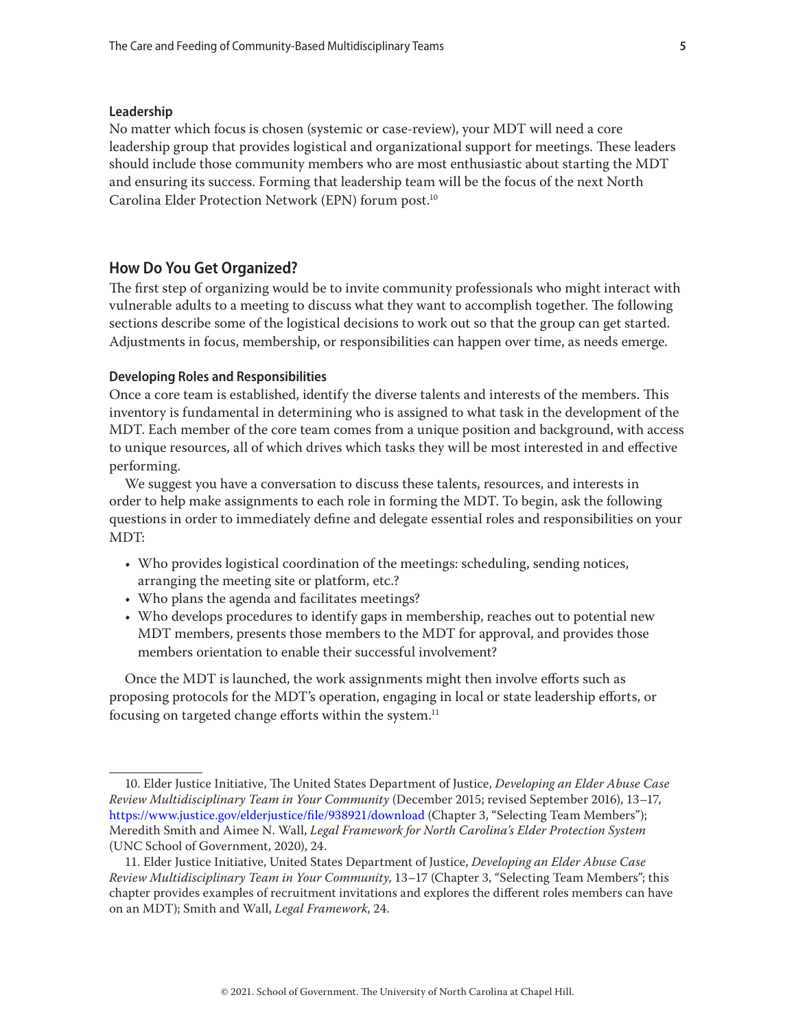#### Leadership

No matter which focus is chosen (systemic or case-review), your MDT will need a core leadership group that provides logistical and organizational support for meetings. These leaders should include those community members who are most enthusiastic about starting the MDT and ensuring its success. Forming that leadership team will be the focus of the next North Carolina Elder Protection Network (EPN) forum post.[10]

### How Do You Get Organized?

The first step of organizing would be to invite community professionals who might interact with vulnerable adults to a meeting to discuss what they want to accomplish together. The following sections describe some of the logistical decisions to work out so that the group can get started. Adjustments in focus, membership, or responsibilities can happen over time, as needs emerge.

#### Developing Roles and Responsibilities

Once a core team is established, identify the diverse talents and interests of the members. This inventory is fundamental in determining who is assigned to what task in the development of the MDT. Each member of the core team comes from a unique position and background, with access to unique resources, all of which drives which tasks they will be most interested in and effective performing.

We suggest you have a conversation to discuss these talents, resources, and interests in order to help make assignments to each role in forming the MDT. To begin, ask the following questions in order to immediately define and delegate essential roles and responsibilities on your MDT:

- Who provides logistical coordination of the meetings: scheduling, sending notices, arranging the meeting site or platform, etc.?
- Who plans the agenda and facilitates meetings?
- Who develops procedures to identify gaps in membership, reaches out to potential new MDT members, presents those members to the MDT for approval, and provides those members orientation to enable their successful involvement?

Once the MDT is launched, the work assignments might then involve efforts such as proposing protocols for the MDT's operation, engaging in local or state leadership efforts, or focusing on targeted change efforts within the system.[11]

---

10. Elder Justice Initiative, The United States Department of Justice, *Developing an Elder Abuse Case Review Multidisciplinary Team in Your Community* (December 2015; revised September 2016), 13–17, https://www.justice.gov/elderjustice/file/938921/download (Chapter 3, "Selecting Team Members"); Meredith Smith and Aimee N. Wall, *Legal Framework for North Carolina's Elder Protection System* (UNC School of Government, 2020), 24.

11. Elder Justice Initiative, United States Department of Justice, *Developing an Elder Abuse Case Review Multidisciplinary Team in Your Community*, 13–17 (Chapter 3, "Selecting Team Members"; this chapter provides examples of recruitment invitations and explores the different roles members can have on an MDT); Smith and Wall, *Legal Framework*, 24.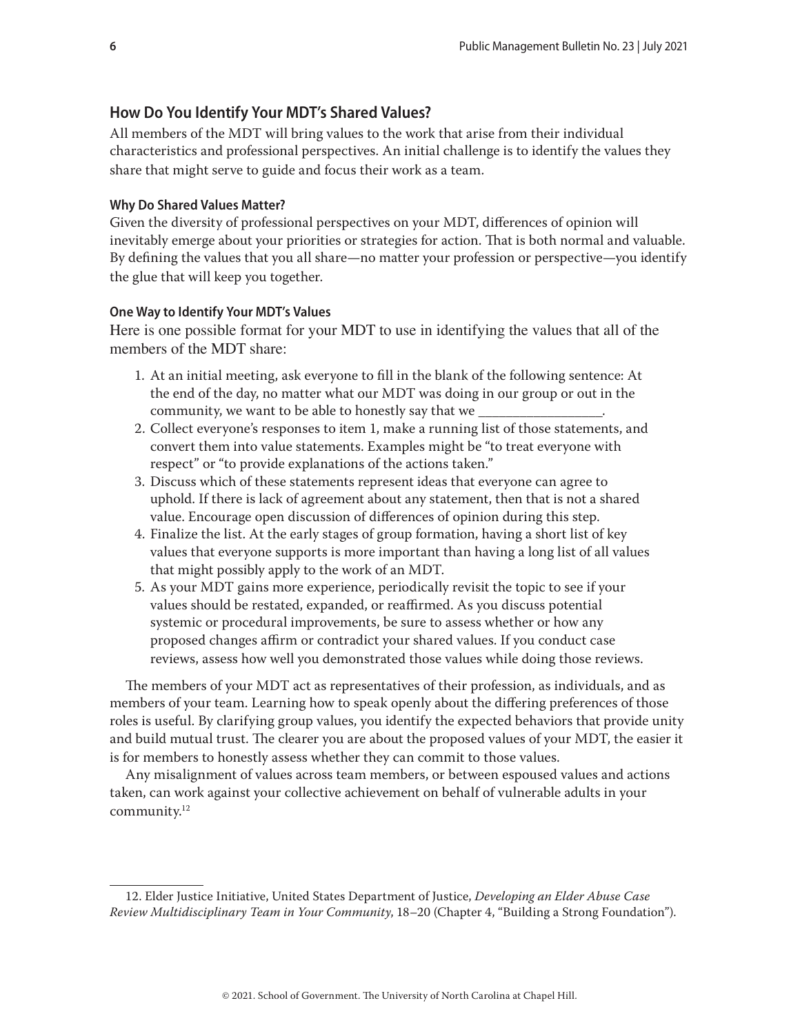## How Do You Identify Your MDT's Shared Values?

All members of the MDT will bring values to the work that arise from their individual characteristics and professional perspectives. An initial challenge is to identify the values they share that might serve to guide and focus their work as a team.

### Why Do Shared Values Matter?

Given the diversity of professional perspectives on your MDT, differences of opinion will inevitably emerge about your priorities or strategies for action. That is both normal and valuable. By defining the values that you all share—no matter your profession or perspective—you identify the glue that will keep you together.

### One Way to Identify Your MDT's Values

Here is one possible format for your MDT to use in identifying the values that all of the members of the MDT share:

1. At an initial meeting, ask everyone to fill in the blank of the following sentence: At the end of the day, no matter what our MDT was doing in our group or out in the community, we want to be able to honestly say that we _________________.
2. Collect everyone's responses to item 1, make a running list of those statements, and convert them into value statements. Examples might be "to treat everyone with respect" or "to provide explanations of the actions taken."
3. Discuss which of these statements represent ideas that everyone can agree to uphold. If there is lack of agreement about any statement, then that is not a shared value. Encourage open discussion of differences of opinion during this step.
4. Finalize the list. At the early stages of group formation, having a short list of key values that everyone supports is more important than having a long list of all values that might possibly apply to the work of an MDT.
5. As your MDT gains more experience, periodically revisit the topic to see if your values should be restated, expanded, or reaffirmed. As you discuss potential systemic or procedural improvements, be sure to assess whether or how any proposed changes affirm or contradict your shared values. If you conduct case reviews, assess how well you demonstrated those values while doing those reviews.

The members of your MDT act as representatives of their profession, as individuals, and as members of your team. Learning how to speak openly about the differing preferences of those roles is useful. By clarifying group values, you identify the expected behaviors that provide unity and build mutual trust. The clearer you are about the proposed values of your MDT, the easier it is for members to honestly assess whether they can commit to those values.

Any misalignment of values across team members, or between espoused values and actions taken, can work against your collective achievement on behalf of vulnerable adults in your community.[12]

---

12. Elder Justice Initiative, United States Department of Justice, *Developing an Elder Abuse Case Review Multidisciplinary Team in Your Community*, 18–20 (Chapter 4, "Building a Strong Foundation").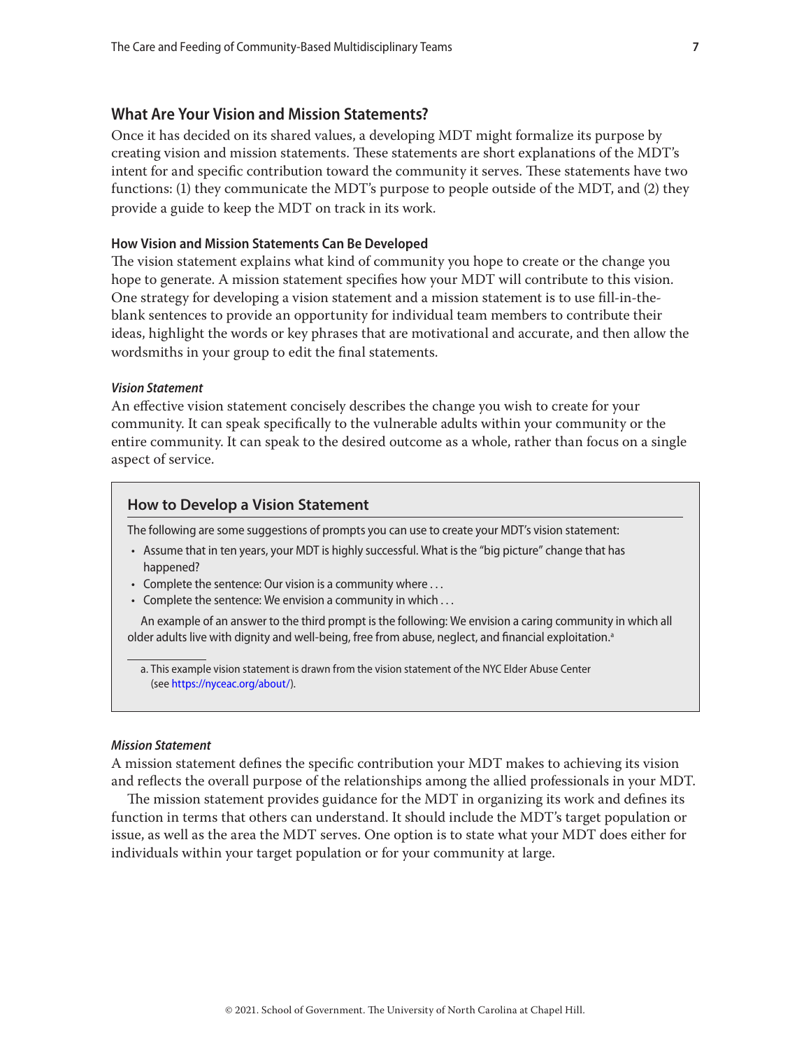## What Are Your Vision and Mission Statements?

Once it has decided on its shared values, a developing MDT might formalize its purpose by creating vision and mission statements. These statements are short explanations of the MDT's intent for and specific contribution toward the community it serves. These statements have two functions: (1) they communicate the MDT's purpose to people outside of the MDT, and (2) they provide a guide to keep the MDT on track in its work.

### How Vision and Mission Statements Can Be Developed

The vision statement explains what kind of community you hope to create or the change you hope to generate. A mission statement specifies how your MDT will contribute to this vision. One strategy for developing a vision statement and a mission statement is to use fill-in-the-blank sentences to provide an opportunity for individual team members to contribute their ideas, highlight the words or key phrases that are motivational and accurate, and then allow the wordsmiths in your group to edit the final statements.

#### *Vision Statement*

An effective vision statement concisely describes the change you wish to create for your community. It can speak specifically to the vulnerable adults within your community or the entire community. It can speak to the desired outcome as a whole, rather than focus on a single aspect of service.

> **How to Develop a Vision Statement**
>
> The following are some suggestions of prompts you can use to create your MDT's vision statement:
>
> - Assume that in ten years, your MDT is highly successful. What is the "big picture" change that has happened?
> - Complete the sentence: Our vision is a community where . . .
> - Complete the sentence: We envision a community in which . . .
>
> An example of an answer to the third prompt is the following: We envision a caring community in which all older adults live with dignity and well-being, free from abuse, neglect, and financial exploitation.[a]
>
> a. This example vision statement is drawn from the vision statement of the NYC Elder Abuse Center (see https://nyceac.org/about/).

#### *Mission Statement*

A mission statement defines the specific contribution your MDT makes to achieving its vision and reflects the overall purpose of the relationships among the allied professionals in your MDT.

The mission statement provides guidance for the MDT in organizing its work and defines its function in terms that others can understand. It should include the MDT's target population or issue, as well as the area the MDT serves. One option is to state what your MDT does either for individuals within your target population or for your community at large.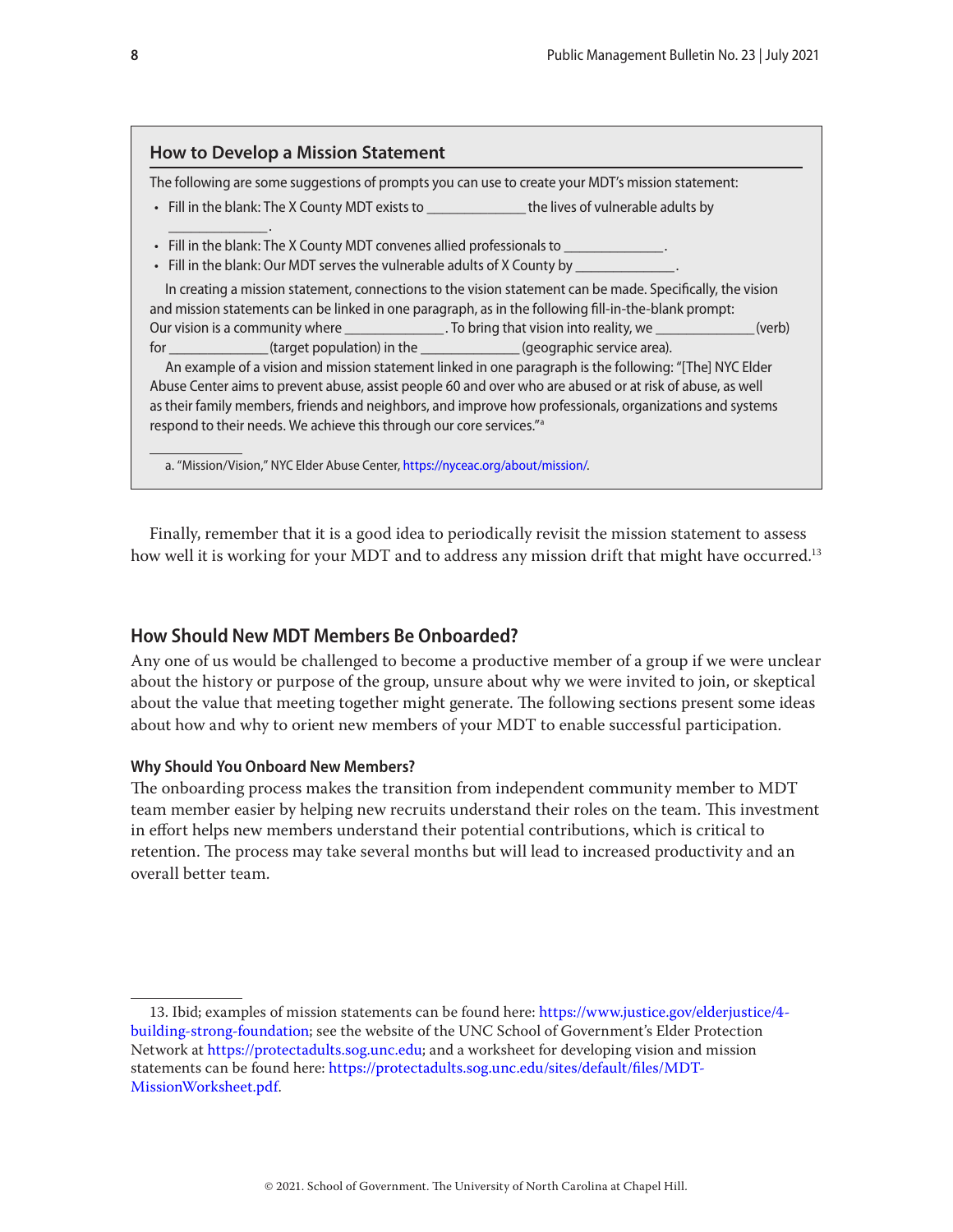### How to Develop a Mission Statement

The following are some suggestions of prompts you can use to create your MDT's mission statement:

- Fill in the blank: The X County MDT exists to _____________ the lives of vulnerable adults by _____________.
- Fill in the blank: The X County MDT convenes allied professionals to _____________.
- Fill in the blank: Our MDT serves the vulnerable adults of X County by _____________.

In creating a mission statement, connections to the vision statement can be made. Specifically, the vision and mission statements can be linked in one paragraph, as in the following fill-in-the-blank prompt: Our vision is a community where _____________. To bring that vision into reality, we _____________ (verb) for _____________ (target population) in the _____________ (geographic service area).

An example of a vision and mission statement linked in one paragraph is the following: "[The] NYC Elder Abuse Center aims to prevent abuse, assist people 60 and over who are abused or at risk of abuse, as well as their family members, friends and neighbors, and improve how professionals, organizations and systems respond to their needs. We achieve this through our core services."[a]

a. "Mission/Vision," NYC Elder Abuse Center, https://nyceac.org/about/mission/.

Finally, remember that it is a good idea to periodically revisit the mission statement to assess how well it is working for your MDT and to address any mission drift that might have occurred.[13]

## How Should New MDT Members Be Onboarded?

Any one of us would be challenged to become a productive member of a group if we were unclear about the history or purpose of the group, unsure about why we were invited to join, or skeptical about the value that meeting together might generate. The following sections present some ideas about how and why to orient new members of your MDT to enable successful participation.

#### Why Should You Onboard New Members?

The onboarding process makes the transition from independent community member to MDT team member easier by helping new recruits understand their roles on the team. This investment in effort helps new members understand their potential contributions, which is critical to retention. The process may take several months but will lead to increased productivity and an overall better team.

13. Ibid; examples of mission statements can be found here: https://www.justice.gov/elderjustice/4-building-strong-foundation; see the website of the UNC School of Government's Elder Protection Network at https://protectadults.sog.unc.edu; and a worksheet for developing vision and mission statements can be found here: https://protectadults.sog.unc.edu/sites/default/files/MDT-MissionWorksheet.pdf.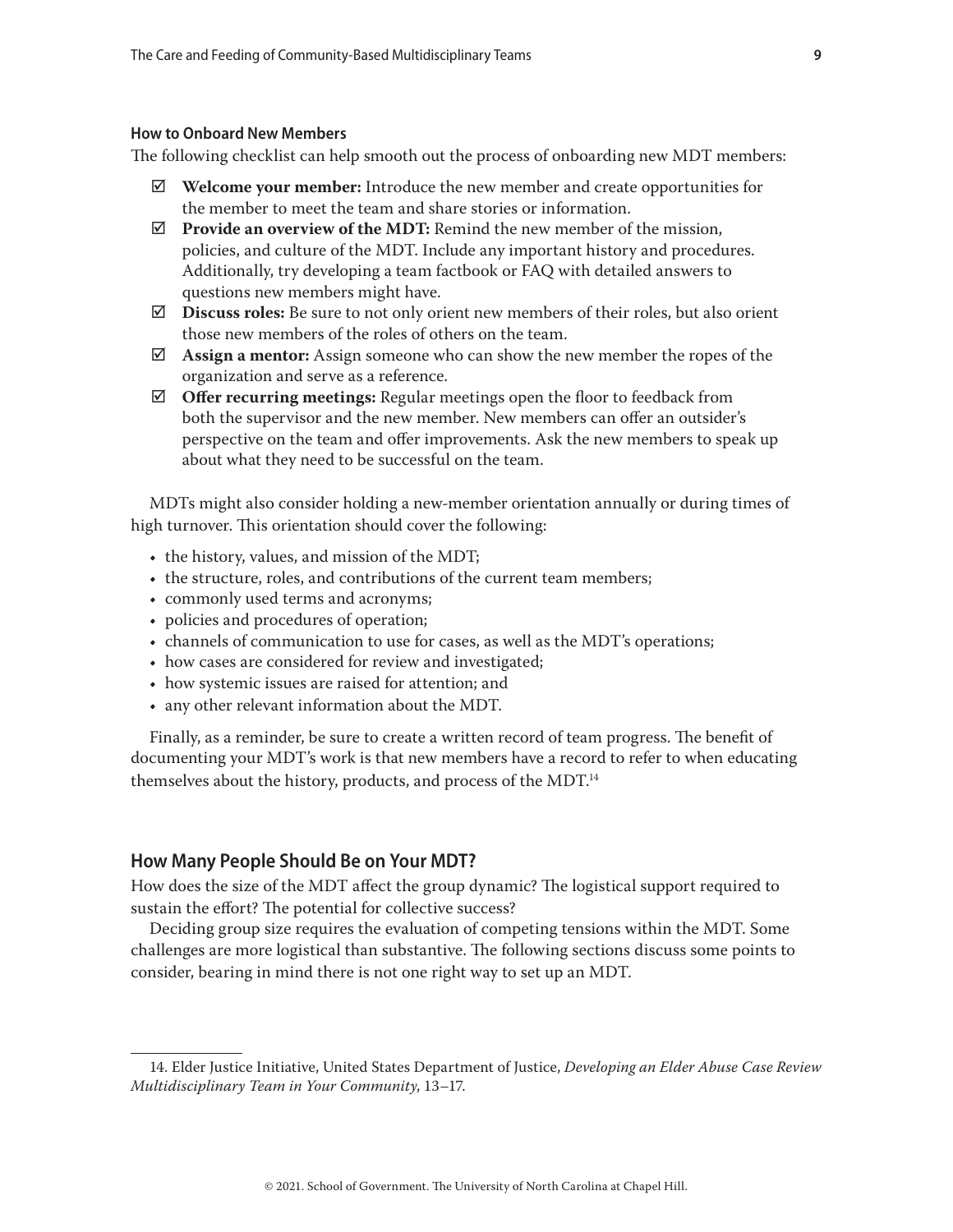### How to Onboard New Members

The following checklist can help smooth out the process of onboarding new MDT members:

- ☑ **Welcome your member:** Introduce the new member and create opportunities for the member to meet the team and share stories or information.
- ☑ **Provide an overview of the MDT:** Remind the new member of the mission, policies, and culture of the MDT. Include any important history and procedures. Additionally, try developing a team factbook or FAQ with detailed answers to questions new members might have.
- ☑ **Discuss roles:** Be sure to not only orient new members of their roles, but also orient those new members of the roles of others on the team.
- ☑ **Assign a mentor:** Assign someone who can show the new member the ropes of the organization and serve as a reference.
- ☑ **Offer recurring meetings:** Regular meetings open the floor to feedback from both the supervisor and the new member. New members can offer an outsider's perspective on the team and offer improvements. Ask the new members to speak up about what they need to be successful on the team.

MDTs might also consider holding a new-member orientation annually or during times of high turnover. This orientation should cover the following:

- the history, values, and mission of the MDT;
- the structure, roles, and contributions of the current team members;
- commonly used terms and acronyms;
- policies and procedures of operation;
- channels of communication to use for cases, as well as the MDT's operations;
- how cases are considered for review and investigated;
- how systemic issues are raised for attention; and
- any other relevant information about the MDT.

Finally, as a reminder, be sure to create a written record of team progress. The benefit of documenting your MDT's work is that new members have a record to refer to when educating themselves about the history, products, and process of the MDT.[14]

## How Many People Should Be on Your MDT?

How does the size of the MDT affect the group dynamic? The logistical support required to sustain the effort? The potential for collective success?

Deciding group size requires the evaluation of competing tensions within the MDT. Some challenges are more logistical than substantive. The following sections discuss some points to consider, bearing in mind there is not one right way to set up an MDT.

---

14. Elder Justice Initiative, United States Department of Justice, *Developing an Elder Abuse Case Review Multidisciplinary Team in Your Community*, 13–17.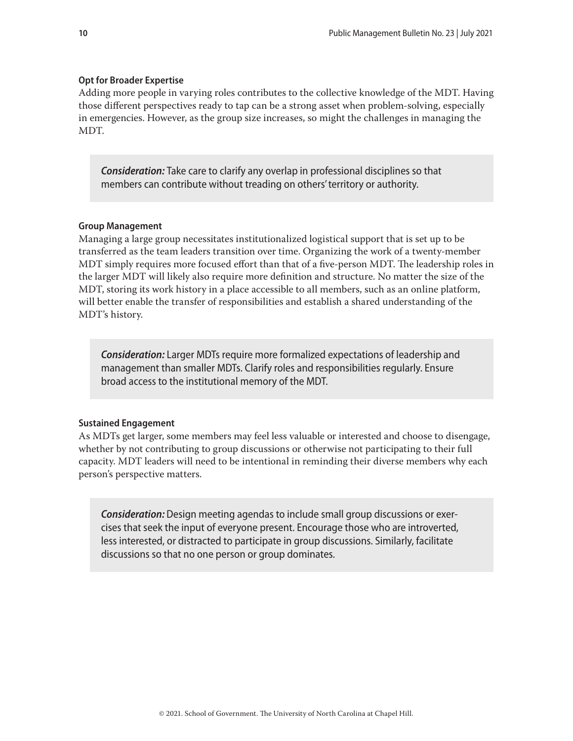#### Opt for Broader Expertise

Adding more people in varying roles contributes to the collective knowledge of the MDT. Having those different perspectives ready to tap can be a strong asset when problem-solving, especially in emergencies. However, as the group size increases, so might the challenges in managing the MDT.

> ***Consideration:*** Take care to clarify any overlap in professional disciplines so that members can contribute without treading on others' territory or authority.

#### Group Management

Managing a large group necessitates institutionalized logistical support that is set up to be transferred as the team leaders transition over time. Organizing the work of a twenty-member MDT simply requires more focused effort than that of a five-person MDT. The leadership roles in the larger MDT will likely also require more definition and structure. No matter the size of the MDT, storing its work history in a place accessible to all members, such as an online platform, will better enable the transfer of responsibilities and establish a shared understanding of the MDT's history.

> ***Consideration:*** Larger MDTs require more formalized expectations of leadership and management than smaller MDTs. Clarify roles and responsibilities regularly. Ensure broad access to the institutional memory of the MDT.

#### Sustained Engagement

As MDTs get larger, some members may feel less valuable or interested and choose to disengage, whether by not contributing to group discussions or otherwise not participating to their full capacity. MDT leaders will need to be intentional in reminding their diverse members why each person's perspective matters.

> ***Consideration:*** Design meeting agendas to include small group discussions or exercises that seek the input of everyone present. Encourage those who are introverted, less interested, or distracted to participate in group discussions. Similarly, facilitate discussions so that no one person or group dominates.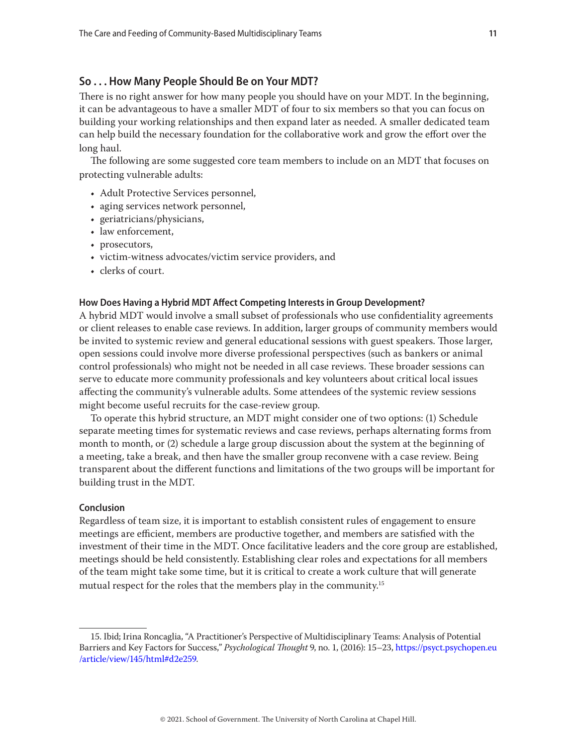## So . . . How Many People Should Be on Your MDT?

There is no right answer for how many people you should have on your MDT. In the beginning, it can be advantageous to have a smaller MDT of four to six members so that you can focus on building your working relationships and then expand later as needed. A smaller dedicated team can help build the necessary foundation for the collaborative work and grow the effort over the long haul.

The following are some suggested core team members to include on an MDT that focuses on protecting vulnerable adults:

- Adult Protective Services personnel,
- aging services network personnel,
- geriatricians/physicians,
- law enforcement,
- prosecutors,
- victim-witness advocates/victim service providers, and
- clerks of court.

### How Does Having a Hybrid MDT Affect Competing Interests in Group Development?

A hybrid MDT would involve a small subset of professionals who use confidentiality agreements or client releases to enable case reviews. In addition, larger groups of community members would be invited to systemic review and general educational sessions with guest speakers. Those larger, open sessions could involve more diverse professional perspectives (such as bankers or animal control professionals) who might not be needed in all case reviews. These broader sessions can serve to educate more community professionals and key volunteers about critical local issues affecting the community's vulnerable adults. Some attendees of the systemic review sessions might become useful recruits for the case-review group.

To operate this hybrid structure, an MDT might consider one of two options: (1) Schedule separate meeting times for systematic reviews and case reviews, perhaps alternating forms from month to month, or (2) schedule a large group discussion about the system at the beginning of a meeting, take a break, and then have the smaller group reconvene with a case review. Being transparent about the different functions and limitations of the two groups will be important for building trust in the MDT.

### Conclusion

Regardless of team size, it is important to establish consistent rules of engagement to ensure meetings are efficient, members are productive together, and members are satisfied with the investment of their time in the MDT. Once facilitative leaders and the core group are established, meetings should be held consistently. Establishing clear roles and expectations for all members of the team might take some time, but it is critical to create a work culture that will generate mutual respect for the roles that the members play in the community.[15]

---

15. Ibid; Irina Roncaglia, "A Practitioner's Perspective of Multidisciplinary Teams: Analysis of Potential Barriers and Key Factors for Success," *Psychological Thought* 9, no. 1, (2016): 15–23, https://psyct.psychopen.eu/article/view/145/html#d2e259.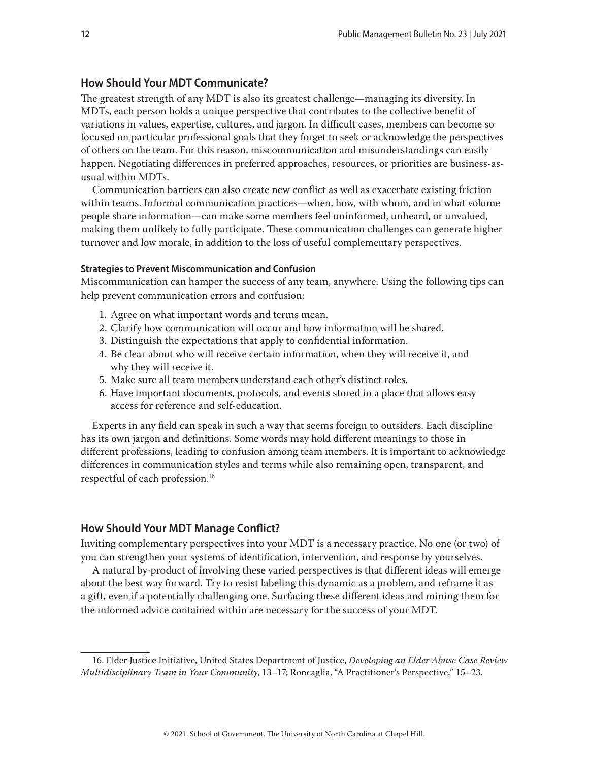## How Should Your MDT Communicate?

The greatest strength of any MDT is also its greatest challenge—managing its diversity. In MDTs, each person holds a unique perspective that contributes to the collective benefit of variations in values, expertise, cultures, and jargon. In difficult cases, members can become so focused on particular professional goals that they forget to seek or acknowledge the perspectives of others on the team. For this reason, miscommunication and misunderstandings can easily happen. Negotiating differences in preferred approaches, resources, or priorities are business-as-usual within MDTs.

Communication barriers can also create new conflict as well as exacerbate existing friction within teams. Informal communication practices—when, how, with whom, and in what volume people share information—can make some members feel uninformed, unheard, or unvalued, making them unlikely to fully participate. These communication challenges can generate higher turnover and low morale, in addition to the loss of useful complementary perspectives.

#### Strategies to Prevent Miscommunication and Confusion

Miscommunication can hamper the success of any team, anywhere. Using the following tips can help prevent communication errors and confusion:

1. Agree on what important words and terms mean.
2. Clarify how communication will occur and how information will be shared.
3. Distinguish the expectations that apply to confidential information.
4. Be clear about who will receive certain information, when they will receive it, and why they will receive it.
5. Make sure all team members understand each other's distinct roles.
6. Have important documents, protocols, and events stored in a place that allows easy access for reference and self-education.

Experts in any field can speak in such a way that seems foreign to outsiders. Each discipline has its own jargon and definitions. Some words may hold different meanings to those in different professions, leading to confusion among team members. It is important to acknowledge differences in communication styles and terms while also remaining open, transparent, and respectful of each profession.[16]

## How Should Your MDT Manage Conflict?

Inviting complementary perspectives into your MDT is a necessary practice. No one (or two) of you can strengthen your systems of identification, intervention, and response by yourselves.

A natural by-product of involving these varied perspectives is that different ideas will emerge about the best way forward. Try to resist labeling this dynamic as a problem, and reframe it as a gift, even if a potentially challenging one. Surfacing these different ideas and mining them for the informed advice contained within are necessary for the success of your MDT.

---

16. Elder Justice Initiative, United States Department of Justice, *Developing an Elder Abuse Case Review Multidisciplinary Team in Your Community*, 13–17; Roncaglia, "A Practitioner's Perspective," 15–23.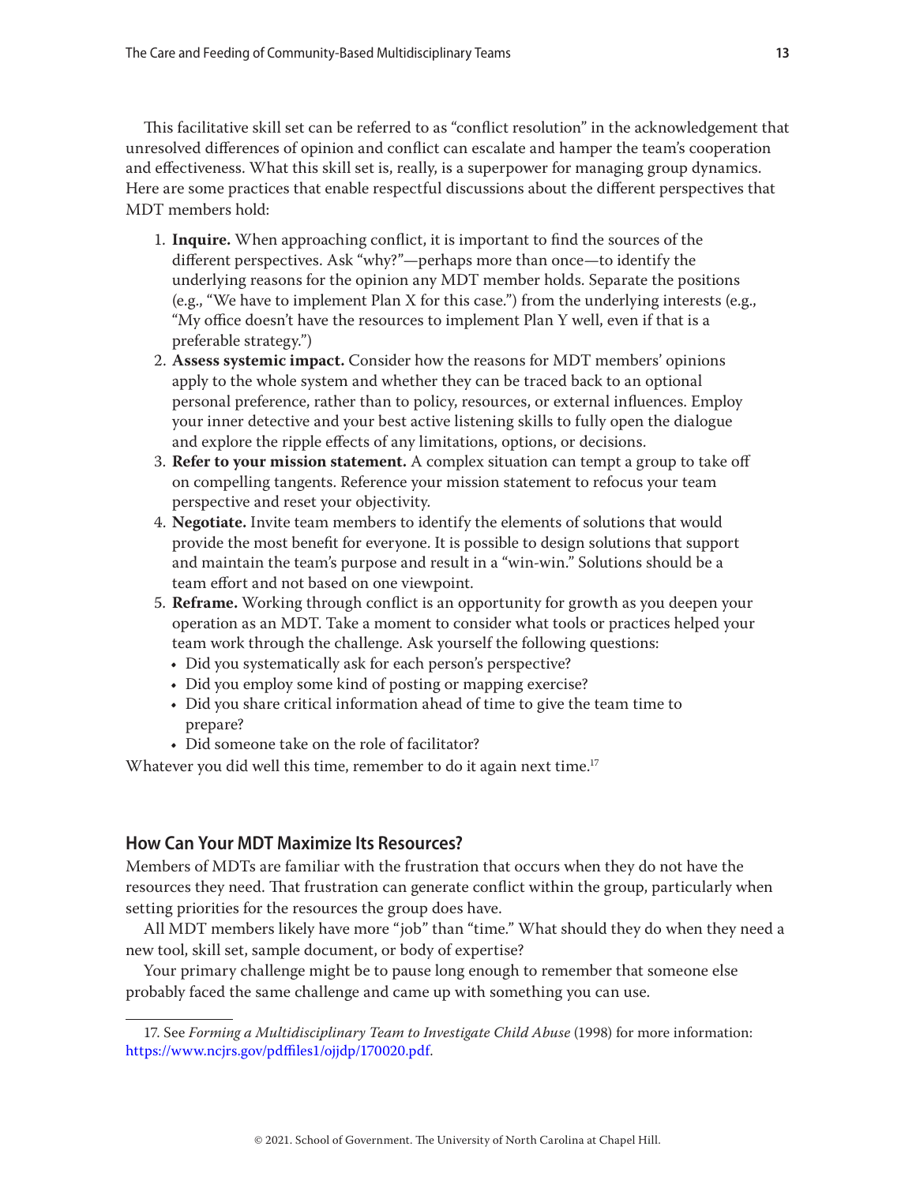This facilitative skill set can be referred to as "conflict resolution" in the acknowledgement that unresolved differences of opinion and conflict can escalate and hamper the team's cooperation and effectiveness. What this skill set is, really, is a superpower for managing group dynamics. Here are some practices that enable respectful discussions about the different perspectives that MDT members hold:

1. **Inquire.** When approaching conflict, it is important to find the sources of the different perspectives. Ask "why?"—perhaps more than once—to identify the underlying reasons for the opinion any MDT member holds. Separate the positions (e.g., "We have to implement Plan X for this case.") from the underlying interests (e.g., "My office doesn't have the resources to implement Plan Y well, even if that is a preferable strategy.")
2. **Assess systemic impact.** Consider how the reasons for MDT members' opinions apply to the whole system and whether they can be traced back to an optional personal preference, rather than to policy, resources, or external influences. Employ your inner detective and your best active listening skills to fully open the dialogue and explore the ripple effects of any limitations, options, or decisions.
3. **Refer to your mission statement.** A complex situation can tempt a group to take off on compelling tangents. Reference your mission statement to refocus your team perspective and reset your objectivity.
4. **Negotiate.** Invite team members to identify the elements of solutions that would provide the most benefit for everyone. It is possible to design solutions that support and maintain the team's purpose and result in a "win-win." Solutions should be a team effort and not based on one viewpoint.
5. **Reframe.** Working through conflict is an opportunity for growth as you deepen your operation as an MDT. Take a moment to consider what tools or practices helped your team work through the challenge. Ask yourself the following questions:
   - Did you systematically ask for each person's perspective?
   - Did you employ some kind of posting or mapping exercise?
   - Did you share critical information ahead of time to give the team time to prepare?
   - Did someone take on the role of facilitator?

Whatever you did well this time, remember to do it again next time.[17]

## How Can Your MDT Maximize Its Resources?

Members of MDTs are familiar with the frustration that occurs when they do not have the resources they need. That frustration can generate conflict within the group, particularly when setting priorities for the resources the group does have.

All MDT members likely have more "job" than "time." What should they do when they need a new tool, skill set, sample document, or body of expertise?

Your primary challenge might be to pause long enough to remember that someone else probably faced the same challenge and came up with something you can use.

---

17. See *Forming a Multidisciplinary Team to Investigate Child Abuse* (1998) for more information: https://www.ncjrs.gov/pdffiles1/ojjdp/170020.pdf.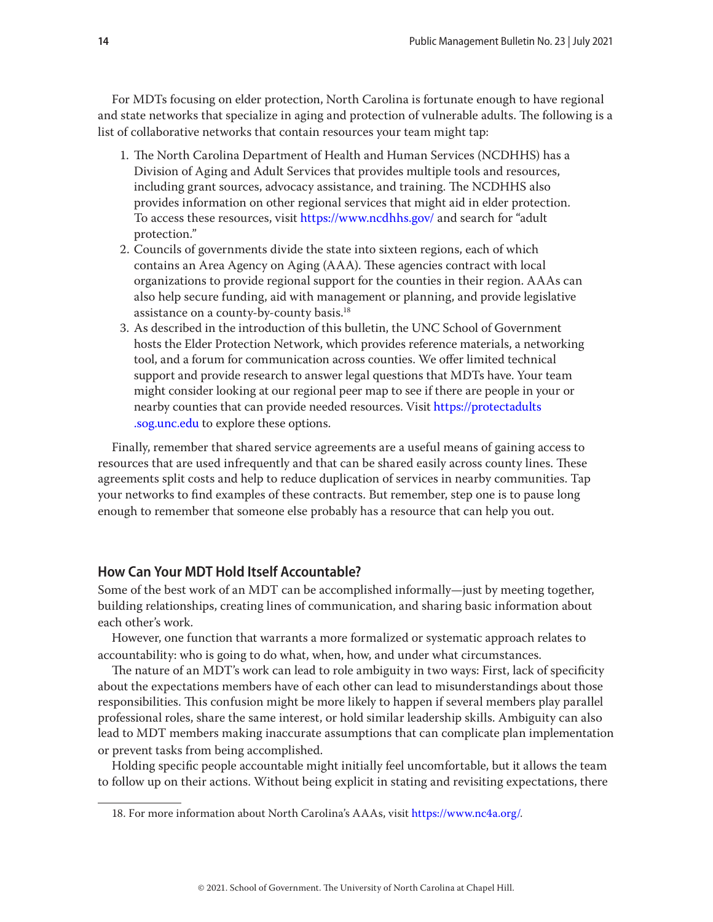For MDTs focusing on elder protection, North Carolina is fortunate enough to have regional and state networks that specialize in aging and protection of vulnerable adults. The following is a list of collaborative networks that contain resources your team might tap:

1. The North Carolina Department of Health and Human Services (NCDHHS) has a Division of Aging and Adult Services that provides multiple tools and resources, including grant sources, advocacy assistance, and training. The NCDHHS also provides information on other regional services that might aid in elder protection. To access these resources, visit https://www.ncdhhs.gov/ and search for "adult protection."
2. Councils of governments divide the state into sixteen regions, each of which contains an Area Agency on Aging (AAA). These agencies contract with local organizations to provide regional support for the counties in their region. AAAs can also help secure funding, aid with management or planning, and provide legislative assistance on a county-by-county basis.[18]
3. As described in the introduction of this bulletin, the UNC School of Government hosts the Elder Protection Network, which provides reference materials, a networking tool, and a forum for communication across counties. We offer limited technical support and provide research to answer legal questions that MDTs have. Your team might consider looking at our regional peer map to see if there are people in your or nearby counties that can provide needed resources. Visit https://protectadults.sog.unc.edu to explore these options.

Finally, remember that shared service agreements are a useful means of gaining access to resources that are used infrequently and that can be shared easily across county lines. These agreements split costs and help to reduce duplication of services in nearby communities. Tap your networks to find examples of these contracts. But remember, step one is to pause long enough to remember that someone else probably has a resource that can help you out.

## How Can Your MDT Hold Itself Accountable?

Some of the best work of an MDT can be accomplished informally—just by meeting together, building relationships, creating lines of communication, and sharing basic information about each other's work.

However, one function that warrants a more formalized or systematic approach relates to accountability: who is going to do what, when, how, and under what circumstances.

The nature of an MDT's work can lead to role ambiguity in two ways: First, lack of specificity about the expectations members have of each other can lead to misunderstandings about those responsibilities. This confusion might be more likely to happen if several members play parallel professional roles, share the same interest, or hold similar leadership skills. Ambiguity can also lead to MDT members making inaccurate assumptions that can complicate plan implementation or prevent tasks from being accomplished.

Holding specific people accountable might initially feel uncomfortable, but it allows the team to follow up on their actions. Without being explicit in stating and revisiting expectations, there

18. For more information about North Carolina's AAAs, visit https://www.nc4a.org/.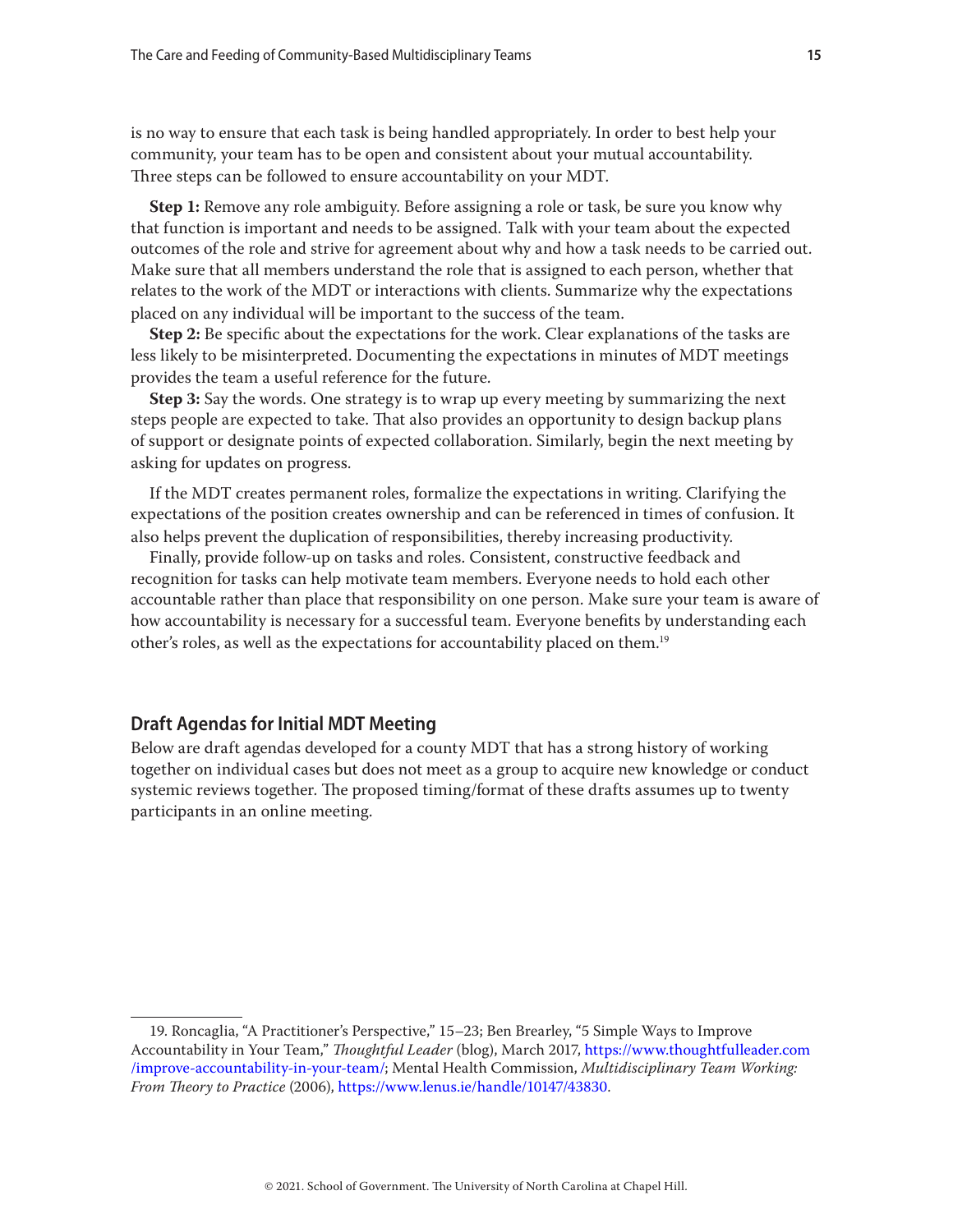is no way to ensure that each task is being handled appropriately. In order to best help your community, your team has to be open and consistent about your mutual accountability. Three steps can be followed to ensure accountability on your MDT.

**Step 1:** Remove any role ambiguity. Before assigning a role or task, be sure you know why that function is important and needs to be assigned. Talk with your team about the expected outcomes of the role and strive for agreement about why and how a task needs to be carried out. Make sure that all members understand the role that is assigned to each person, whether that relates to the work of the MDT or interactions with clients. Summarize why the expectations placed on any individual will be important to the success of the team.

**Step 2:** Be specific about the expectations for the work. Clear explanations of the tasks are less likely to be misinterpreted. Documenting the expectations in minutes of MDT meetings provides the team a useful reference for the future.

**Step 3:** Say the words. One strategy is to wrap up every meeting by summarizing the next steps people are expected to take. That also provides an opportunity to design backup plans of support or designate points of expected collaboration. Similarly, begin the next meeting by asking for updates on progress.

If the MDT creates permanent roles, formalize the expectations in writing. Clarifying the expectations of the position creates ownership and can be referenced in times of confusion. It also helps prevent the duplication of responsibilities, thereby increasing productivity.

Finally, provide follow-up on tasks and roles. Consistent, constructive feedback and recognition for tasks can help motivate team members. Everyone needs to hold each other accountable rather than place that responsibility on one person. Make sure your team is aware of how accountability is necessary for a successful team. Everyone benefits by understanding each other's roles, as well as the expectations for accountability placed on them.[19]

## Draft Agendas for Initial MDT Meeting

Below are draft agendas developed for a county MDT that has a strong history of working together on individual cases but does not meet as a group to acquire new knowledge or conduct systemic reviews together. The proposed timing/format of these drafts assumes up to twenty participants in an online meeting.

---

19. Roncaglia, "A Practitioner's Perspective," 15–23; Ben Brearley, "5 Simple Ways to Improve Accountability in Your Team," *Thoughtful Leader* (blog), March 2017, https://www.thoughtfulleader.com/improve-accountability-in-your-team/; Mental Health Commission, *Multidisciplinary Team Working: From Theory to Practice* (2006), https://www.lenus.ie/handle/10147/43830.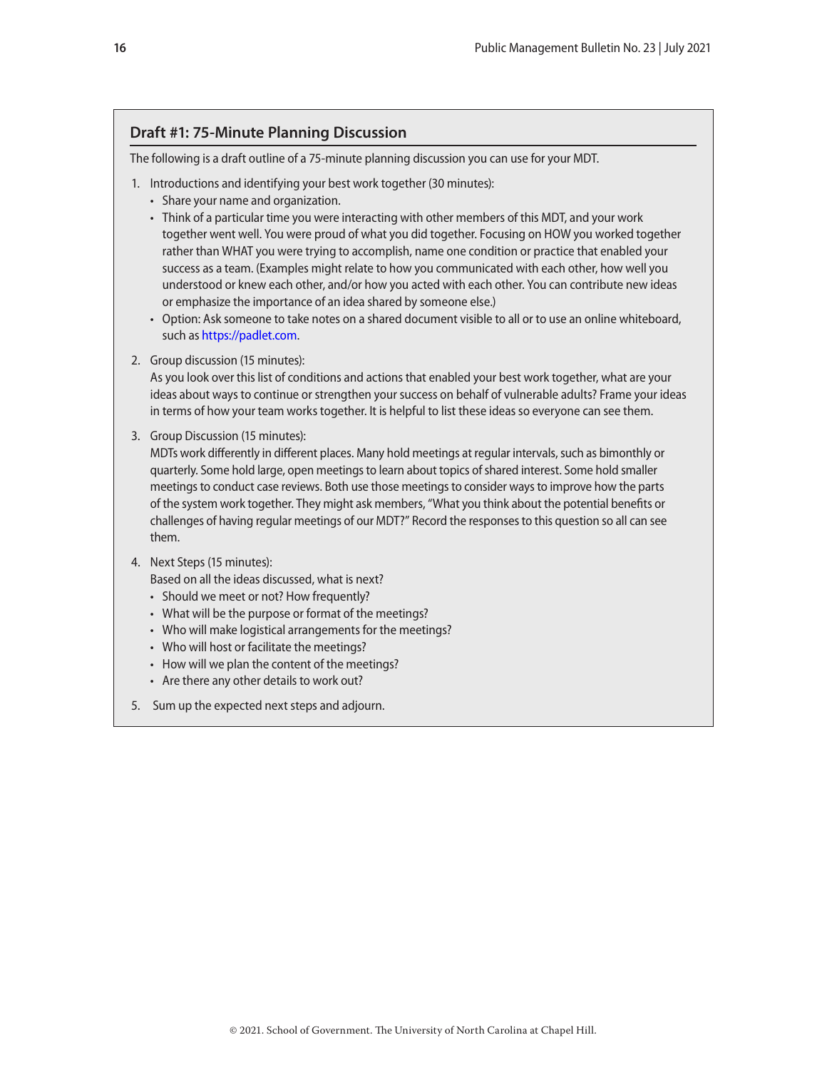## Draft #1: 75-Minute Planning Discussion

The following is a draft outline of a 75-minute planning discussion you can use for your MDT.

1. Introductions and identifying your best work together (30 minutes):
   - Share your name and organization.
   - Think of a particular time you were interacting with other members of this MDT, and your work together went well. You were proud of what you did together. Focusing on HOW you worked together rather than WHAT you were trying to accomplish, name one condition or practice that enabled your success as a team. (Examples might relate to how you communicated with each other, how well you understood or knew each other, and/or how you acted with each other. You can contribute new ideas or emphasize the importance of an idea shared by someone else.)
   - Option: Ask someone to take notes on a shared document visible to all or to use an online whiteboard, such as https://padlet.com.
2. Group discussion (15 minutes):
   As you look over this list of conditions and actions that enabled your best work together, what are your ideas about ways to continue or strengthen your success on behalf of vulnerable adults? Frame your ideas in terms of how your team works together. It is helpful to list these ideas so everyone can see them.
3. Group Discussion (15 minutes):
   MDTs work differently in different places. Many hold meetings at regular intervals, such as bimonthly or quarterly. Some hold large, open meetings to learn about topics of shared interest. Some hold smaller meetings to conduct case reviews. Both use those meetings to consider ways to improve how the parts of the system work together. They might ask members, "What you think about the potential benefits or challenges of having regular meetings of our MDT?" Record the responses to this question so all can see them.
4. Next Steps (15 minutes):
   Based on all the ideas discussed, what is next?
   - Should we meet or not? How frequently?
   - What will be the purpose or format of the meetings?
   - Who will make logistical arrangements for the meetings?
   - Who will host or facilitate the meetings?
   - How will we plan the content of the meetings?
   - Are there any other details to work out?
5. Sum up the expected next steps and adjourn.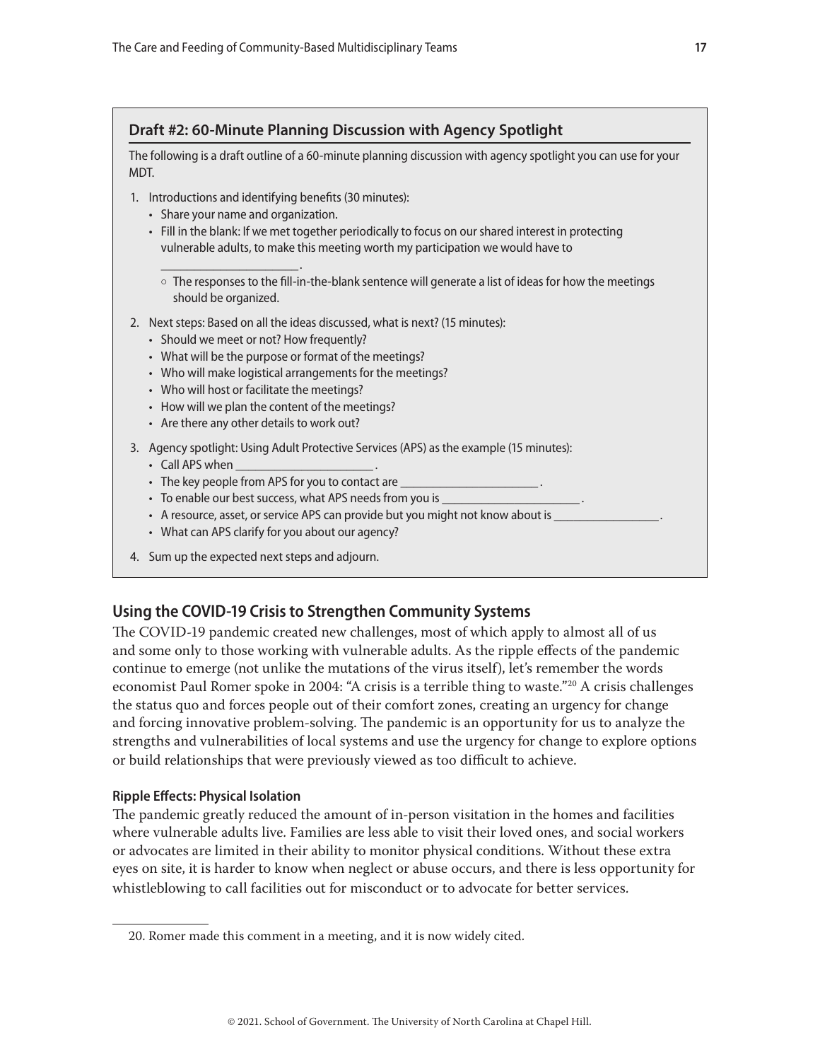### Draft #2: 60-Minute Planning Discussion with Agency Spotlight

The following is a draft outline of a 60-minute planning discussion with agency spotlight you can use for your MDT.

1. Introductions and identifying benefits (30 minutes):
   - Share your name and organization.
   - Fill in the blank: If we met together periodically to focus on our shared interest in protecting vulnerable adults, to make this meeting worth my participation we would have to ______________________.
     - The responses to the fill-in-the-blank sentence will generate a list of ideas for how the meetings should be organized.
2. Next steps: Based on all the ideas discussed, what is next? (15 minutes):
   - Should we meet or not? How frequently?
   - What will be the purpose or format of the meetings?
   - Who will make logistical arrangements for the meetings?
   - Who will host or facilitate the meetings?
   - How will we plan the content of the meetings?
   - Are there any other details to work out?
3. Agency spotlight: Using Adult Protective Services (APS) as the example (15 minutes):
   - Call APS when ______________________.
   - The key people from APS for you to contact are ______________________.
   - To enable our best success, what APS needs from you is ______________________.
   - A resource, asset, or service APS can provide but you might not know about is ________________.
   - What can APS clarify for you about our agency?
4. Sum up the expected next steps and adjourn.

## Using the COVID-19 Crisis to Strengthen Community Systems

The COVID-19 pandemic created new challenges, most of which apply to almost all of us and some only to those working with vulnerable adults. As the ripple effects of the pandemic continue to emerge (not unlike the mutations of the virus itself), let's remember the words economist Paul Romer spoke in 2004: "A crisis is a terrible thing to waste."[20] A crisis challenges the status quo and forces people out of their comfort zones, creating an urgency for change and forcing innovative problem-solving. The pandemic is an opportunity for us to analyze the strengths and vulnerabilities of local systems and use the urgency for change to explore options or build relationships that were previously viewed as too difficult to achieve.

### Ripple Effects: Physical Isolation

The pandemic greatly reduced the amount of in-person visitation in the homes and facilities where vulnerable adults live. Families are less able to visit their loved ones, and social workers or advocates are limited in their ability to monitor physical conditions. Without these extra eyes on site, it is harder to know when neglect or abuse occurs, and there is less opportunity for whistleblowing to call facilities out for misconduct or to advocate for better services.

---

20. Romer made this comment in a meeting, and it is now widely cited.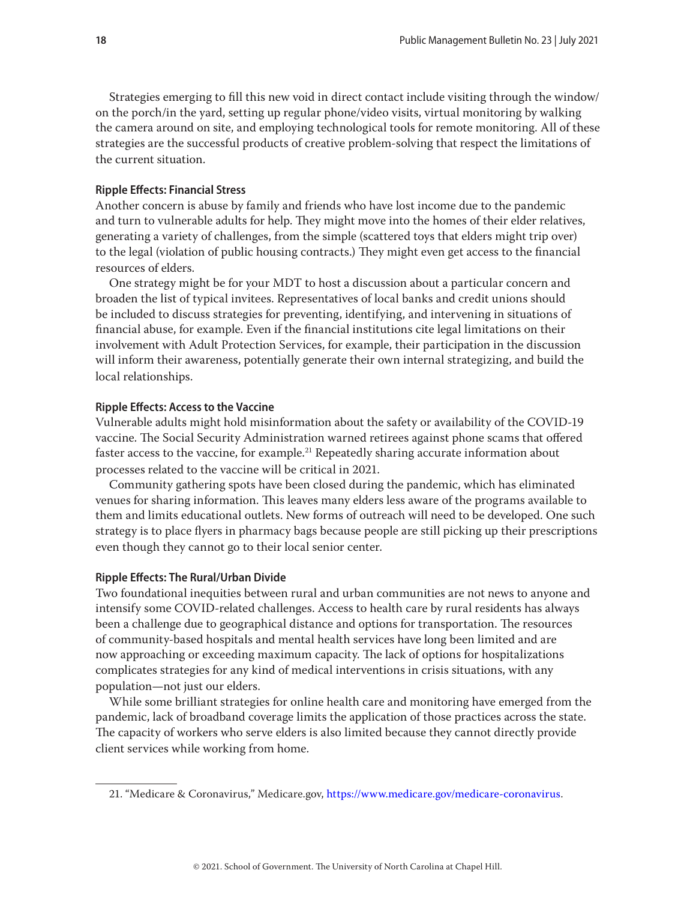Strategies emerging to fill this new void in direct contact include visiting through the window/on the porch/in the yard, setting up regular phone/video visits, virtual monitoring by walking the camera around on site, and employing technological tools for remote monitoring. All of these strategies are the successful products of creative problem-solving that respect the limitations of the current situation.

### Ripple Effects: Financial Stress

Another concern is abuse by family and friends who have lost income due to the pandemic and turn to vulnerable adults for help. They might move into the homes of their elder relatives, generating a variety of challenges, from the simple (scattered toys that elders might trip over) to the legal (violation of public housing contracts.) They might even get access to the financial resources of elders.

One strategy might be for your MDT to host a discussion about a particular concern and broaden the list of typical invitees. Representatives of local banks and credit unions should be included to discuss strategies for preventing, identifying, and intervening in situations of financial abuse, for example. Even if the financial institutions cite legal limitations on their involvement with Adult Protection Services, for example, their participation in the discussion will inform their awareness, potentially generate their own internal strategizing, and build the local relationships.

### Ripple Effects: Access to the Vaccine

Vulnerable adults might hold misinformation about the safety or availability of the COVID-19 vaccine. The Social Security Administration warned retirees against phone scams that offered faster access to the vaccine, for example.[21] Repeatedly sharing accurate information about processes related to the vaccine will be critical in 2021.

Community gathering spots have been closed during the pandemic, which has eliminated venues for sharing information. This leaves many elders less aware of the programs available to them and limits educational outlets. New forms of outreach will need to be developed. One such strategy is to place flyers in pharmacy bags because people are still picking up their prescriptions even though they cannot go to their local senior center.

### Ripple Effects: The Rural/Urban Divide

Two foundational inequities between rural and urban communities are not news to anyone and intensify some COVID-related challenges. Access to health care by rural residents has always been a challenge due to geographical distance and options for transportation. The resources of community-based hospitals and mental health services have long been limited and are now approaching or exceeding maximum capacity. The lack of options for hospitalizations complicates strategies for any kind of medical interventions in crisis situations, with any population—not just our elders.

While some brilliant strategies for online health care and monitoring have emerged from the pandemic, lack of broadband coverage limits the application of those practices across the state. The capacity of workers who serve elders is also limited because they cannot directly provide client services while working from home.

---

21. "Medicare & Coronavirus," Medicare.gov, https://www.medicare.gov/medicare-coronavirus.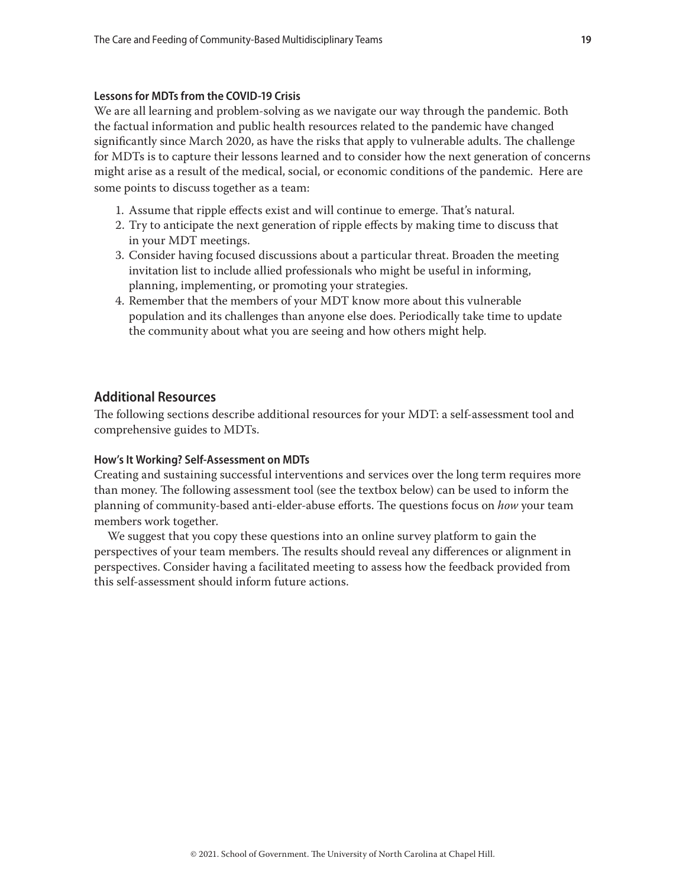### Lessons for MDTs from the COVID-19 Crisis

We are all learning and problem-solving as we navigate our way through the pandemic. Both the factual information and public health resources related to the pandemic have changed significantly since March 2020, as have the risks that apply to vulnerable adults. The challenge for MDTs is to capture their lessons learned and to consider how the next generation of concerns might arise as a result of the medical, social, or economic conditions of the pandemic. Here are some points to discuss together as a team:

1. Assume that ripple effects exist and will continue to emerge. That's natural.
2. Try to anticipate the next generation of ripple effects by making time to discuss that in your MDT meetings.
3. Consider having focused discussions about a particular threat. Broaden the meeting invitation list to include allied professionals who might be useful in informing, planning, implementing, or promoting your strategies.
4. Remember that the members of your MDT know more about this vulnerable population and its challenges than anyone else does. Periodically take time to update the community about what you are seeing and how others might help.

## Additional Resources

The following sections describe additional resources for your MDT: a self-assessment tool and comprehensive guides to MDTs.

### How's It Working? Self-Assessment on MDTs

Creating and sustaining successful interventions and services over the long term requires more than money. The following assessment tool (see the textbox below) can be used to inform the planning of community-based anti-elder-abuse efforts. The questions focus on *how* your team members work together.

We suggest that you copy these questions into an online survey platform to gain the perspectives of your team members. The results should reveal any differences or alignment in perspectives. Consider having a facilitated meeting to assess how the feedback provided from this self-assessment should inform future actions.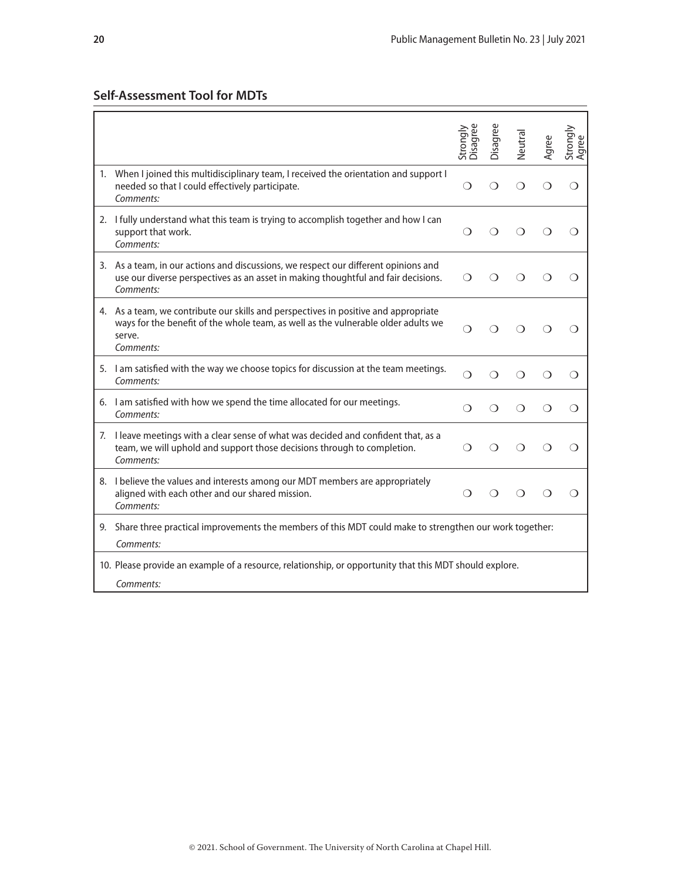## Self-Assessment Tool for MDTs

| | Strongly Disagree | Disagree | Neutral | Agree | Strongly Agree |
|---|---|---|---|---|---|
| 1. When I joined this multidisciplinary team, I received the orientation and support I needed so that I could effectively participate. *Comments:* | ❍ | ❍ | ❍ | ❍ | ❍ |
| 2. I fully understand what this team is trying to accomplish together and how I can support that work. *Comments:* | ❍ | ❍ | ❍ | ❍ | ❍ |
| 3. As a team, in our actions and discussions, we respect our different opinions and use our diverse perspectives as an asset in making thoughtful and fair decisions. *Comments:* | ❍ | ❍ | ❍ | ❍ | ❍ |
| 4. As a team, we contribute our skills and perspectives in positive and appropriate ways for the benefit of the whole team, as well as the vulnerable older adults we serve. *Comments:* | ❍ | ❍ | ❍ | ❍ | ❍ |
| 5. I am satisfied with the way we choose topics for discussion at the team meetings. *Comments:* | ❍ | ❍ | ❍ | ❍ | ❍ |
| 6. I am satisfied with how we spend the time allocated for our meetings. *Comments:* | ❍ | ❍ | ❍ | ❍ | ❍ |
| 7. I leave meetings with a clear sense of what was decided and confident that, as a team, we will uphold and support those decisions through to completion. *Comments:* | ❍ | ❍ | ❍ | ❍ | ❍ |
| 8. I believe the values and interests among our MDT members are appropriately aligned with each other and our shared mission. *Comments:* | ❍ | ❍ | ❍ | ❍ | ❍ |
| 9. Share three practical improvements the members of this MDT could make to strengthen our work together: *Comments:* | | | | | |
| 10. Please provide an example of a resource, relationship, or opportunity that this MDT should explore. *Comments:* | | | | | |

© 2021. School of Government. The University of North Carolina at Chapel Hill.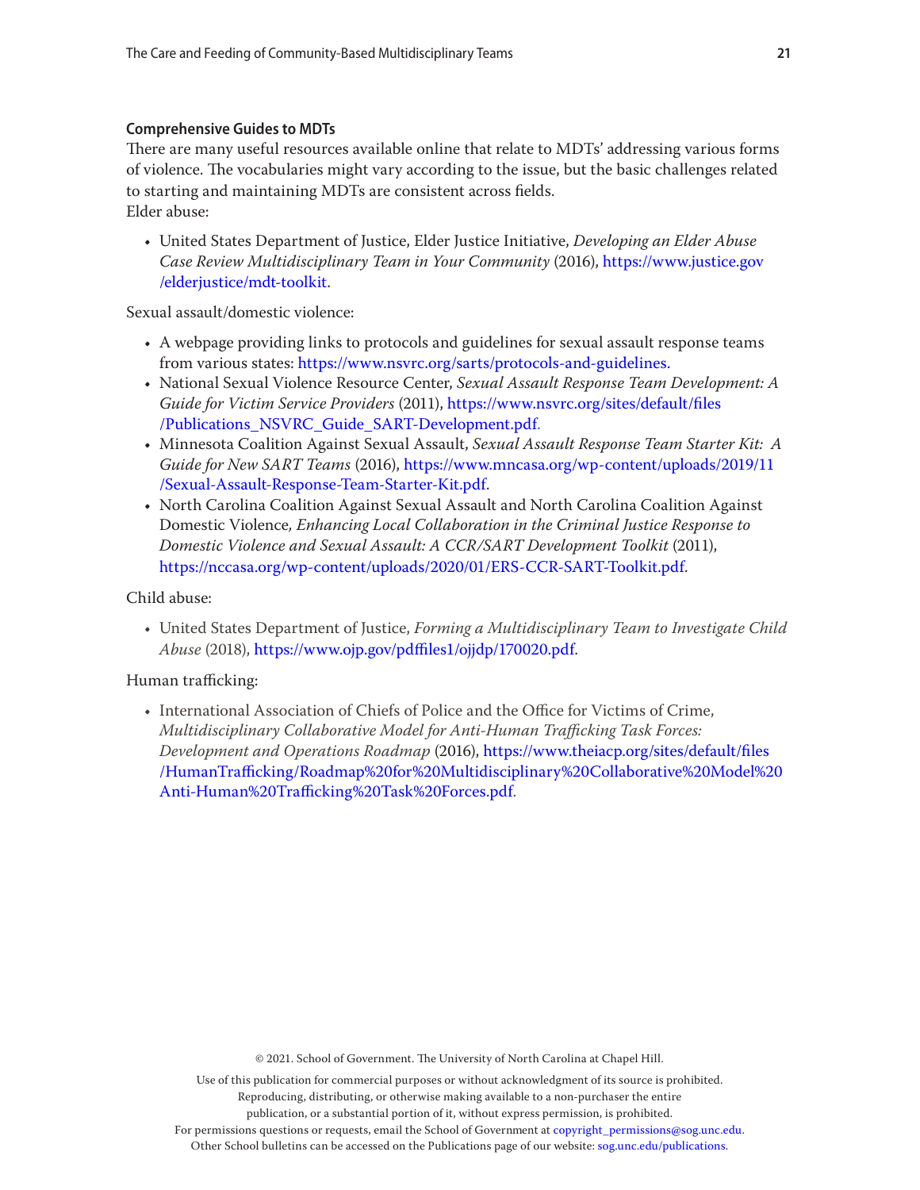### Comprehensive Guides to MDTs

There are many useful resources available online that relate to MDTs' addressing various forms of violence. The vocabularies might vary according to the issue, but the basic challenges related to starting and maintaining MDTs are consistent across fields.

Elder abuse:

- United States Department of Justice, Elder Justice Initiative, *Developing an Elder Abuse Case Review Multidisciplinary Team in Your Community* (2016), https://www.justice.gov/elderjustice/mdt-toolkit.

Sexual assault/domestic violence:

- A webpage providing links to protocols and guidelines for sexual assault response teams from various states: https://www.nsvrc.org/sarts/protocols-and-guidelines.
- National Sexual Violence Resource Center, *Sexual Assault Response Team Development: A Guide for Victim Service Providers* (2011), https://www.nsvrc.org/sites/default/files/Publications_NSVRC_Guide_SART-Development.pdf.
- Minnesota Coalition Against Sexual Assault, *Sexual Assault Response Team Starter Kit: A Guide for New SART Teams* (2016), https://www.mncasa.org/wp-content/uploads/2019/11/Sexual-Assault-Response-Team-Starter-Kit.pdf.
- North Carolina Coalition Against Sexual Assault and North Carolina Coalition Against Domestic Violence, *Enhancing Local Collaboration in the Criminal Justice Response to Domestic Violence and Sexual Assault: A CCR/SART Development Toolkit* (2011), https://nccasa.org/wp-content/uploads/2020/01/ERS-CCR-SART-Toolkit.pdf.

Child abuse:

- United States Department of Justice, *Forming a Multidisciplinary Team to Investigate Child Abuse* (2018), https://www.ojp.gov/pdffiles1/ojjdp/170020.pdf.

Human trafficking:

- International Association of Chiefs of Police and the Office for Victims of Crime, *Multidisciplinary Collaborative Model for Anti-Human Trafficking Task Forces: Development and Operations Roadmap* (2016), https://www.theiacp.org/sites/default/files/HumanTrafficking/Roadmap%20for%20Multidisciplinary%20Collaborative%20Model%20Anti-Human%20Trafficking%20Task%20Forces.pdf.

© 2021. School of Government. The University of North Carolina at Chapel Hill.

Use of this publication for commercial purposes or without acknowledgment of its source is prohibited. Reproducing, distributing, or otherwise making available to a non-purchaser the entire publication, or a substantial portion of it, without express permission, is prohibited. For permissions questions or requests, email the School of Government at copyright_permissions@sog.unc.edu. Other School bulletins can be accessed on the Publications page of our website: sog.unc.edu/publications.